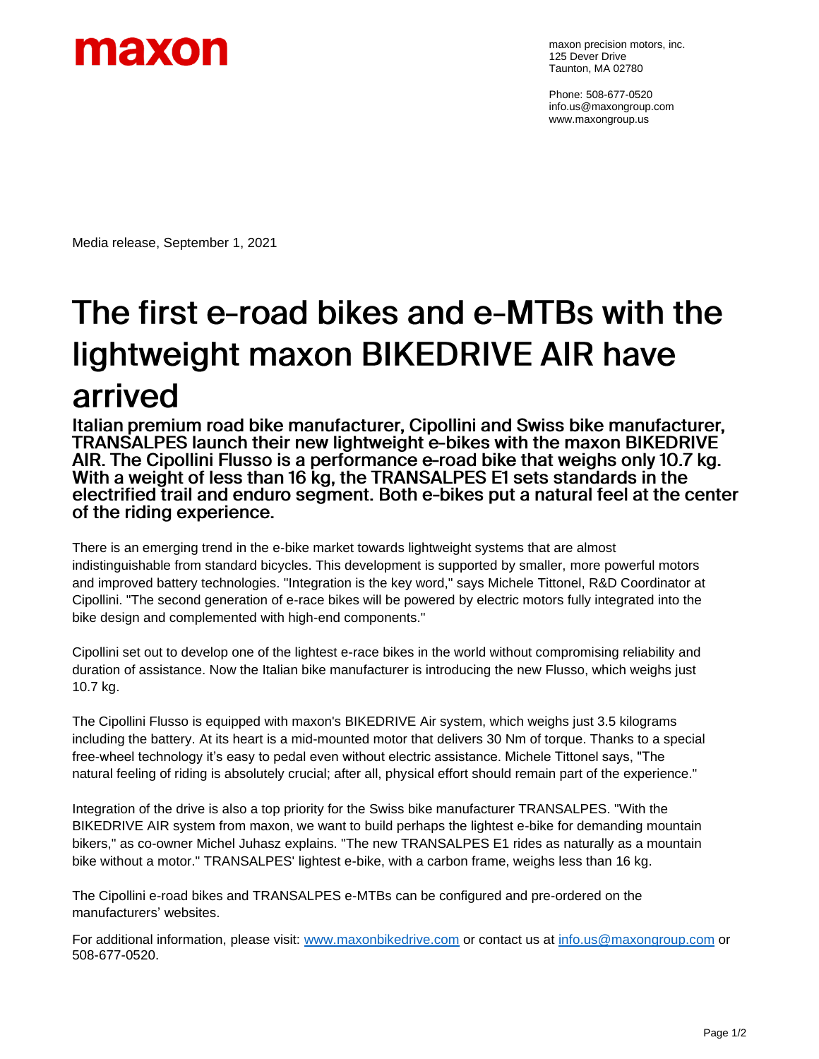maxon

maxon precision motors, inc.
125 Dever Drive
Taunton, MA 02780

Phone: 508-677-0520
info.us@maxongroup.com
www.maxongroup.us

Media release, September 1, 2021

# The first e-road bikes and e-MTBs with the lightweight maxon BIKEDRIVE AIR have arrived

**Italian premium road bike manufacturer, Cipollini and Swiss bike manufacturer, TRANSALPES launch their new lightweight e-bikes with the maxon BIKEDRIVE AIR. The Cipollini Flusso is a performance e-road bike that weighs only 10.7 kg. With a weight of less than 16 kg, the TRANSALPES E1 sets standards in the electrified trail and enduro segment. Both e-bikes put a natural feel at the center of the riding experience.**

There is an emerging trend in the e-bike market towards lightweight systems that are almost indistinguishable from standard bicycles. This development is supported by smaller, more powerful motors and improved battery technologies. "Integration is the key word," says Michele Tittonel, R&D Coordinator at Cipollini. "The second generation of e-race bikes will be powered by electric motors fully integrated into the bike design and complemented with high-end components."

Cipollini set out to develop one of the lightest e-race bikes in the world without compromising reliability and duration of assistance. Now the Italian bike manufacturer is introducing the new Flusso, which weighs just 10.7 kg.

The Cipollini Flusso is equipped with maxon's BIKEDRIVE Air system, which weighs just 3.5 kilograms including the battery. At its heart is a mid-mounted motor that delivers 30 Nm of torque. Thanks to a special free-wheel technology it's easy to pedal even without electric assistance. Michele Tittonel says, "The natural feeling of riding is absolutely crucial; after all, physical effort should remain part of the experience."

Integration of the drive is also a top priority for the Swiss bike manufacturer TRANSALPES. "With the BIKEDRIVE AIR system from maxon, we want to build perhaps the lightest e-bike for demanding mountain bikers," as co-owner Michel Juhasz explains. "The new TRANSALPES E1 rides as naturally as a mountain bike without a motor." TRANSALPES' lightest e-bike, with a carbon frame, weighs less than 16 kg.

The Cipollini e-road bikes and TRANSALPES e-MTBs can be configured and pre-ordered on the manufacturers' websites.

For additional information, please visit: www.maxonbikedrive.com or contact us at info.us@maxongroup.com or 508-677-0520.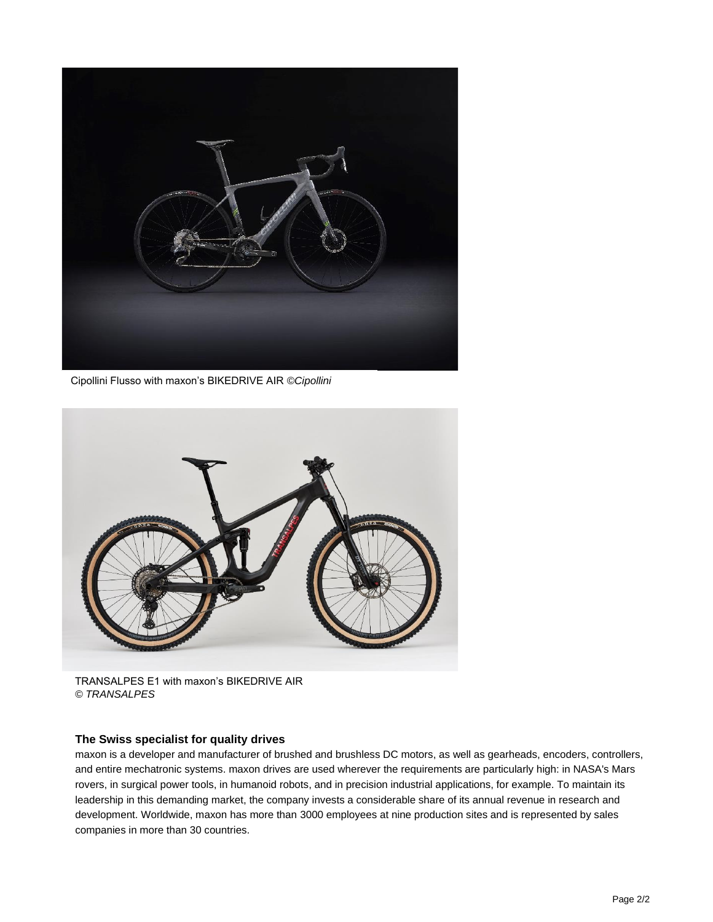Cipollini Flusso with maxon’s BIKEDRIVE AIR *©Cipollini*

TRANSALPES E1 with maxon’s BIKEDRIVE AIR
*© TRANSALPES*

### The Swiss specialist for quality drives

maxon is a developer and manufacturer of brushed and brushless DC motors, as well as gearheads, encoders, controllers, and entire mechatronic systems. maxon drives are used wherever the requirements are particularly high: in NASA's Mars rovers, in surgical power tools, in humanoid robots, and in precision industrial applications, for example. To maintain its leadership in this demanding market, the company invests a considerable share of its annual revenue in research and development. Worldwide, maxon has more than 3000 employees at nine production sites and is represented by sales companies in more than 30 countries.